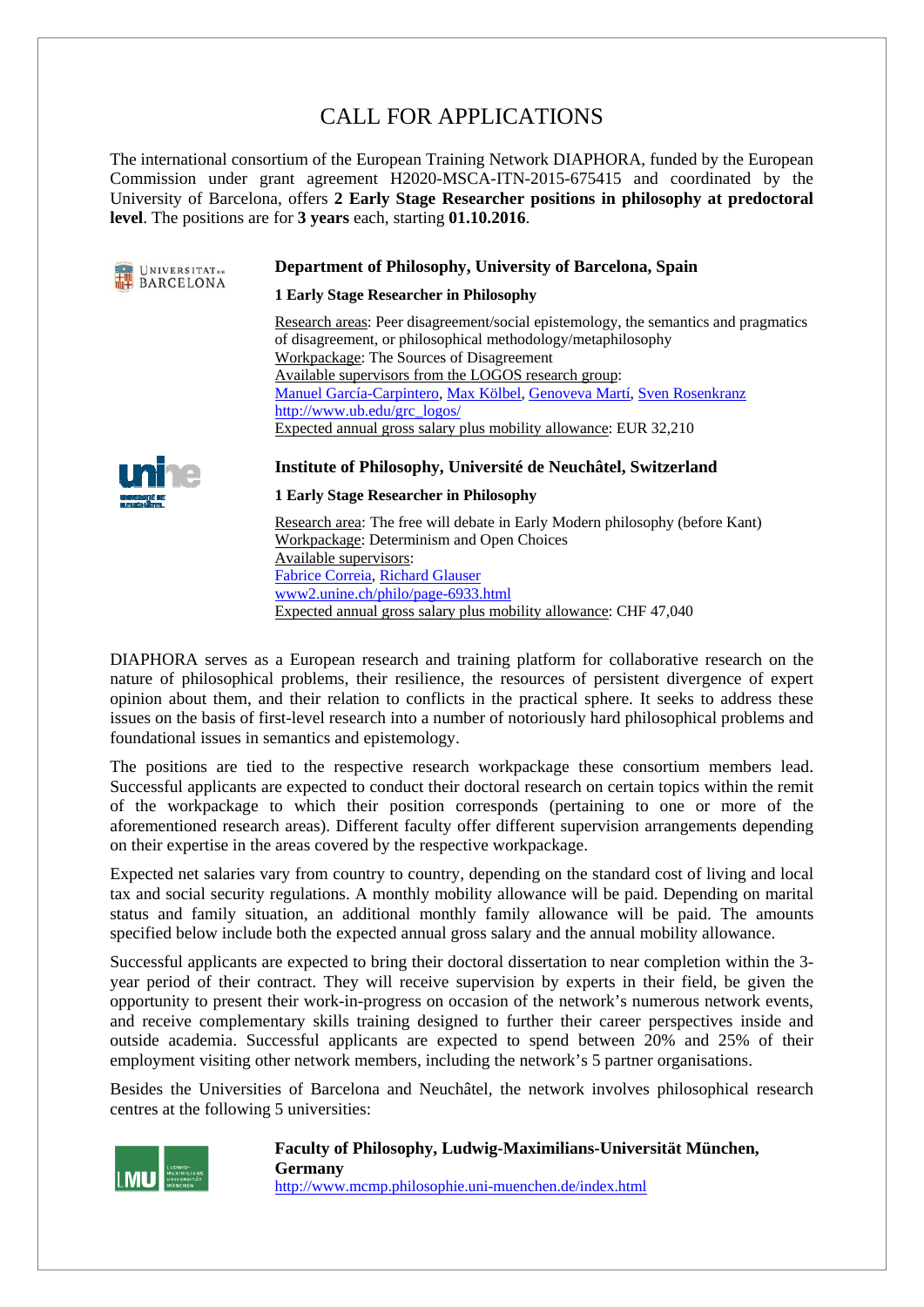# CALL FOR APPLICATIONS

The international consortium of the European Training Network DIAPHORA, funded by the European Commission under grant agreement H2020-MSCA-ITN-2015-675415 and coordinated by the University of Barcelona, offers **2 Early Stage Researcher positions in philosophy at predoctoral level**. The positions are for **3 years** each, starting **01.10.2016**.

### Department of Philosophy, University of Barcelona, Spain

**1 Early Stage Researcher in Philosophy**

Research areas: Peer disagreement/social epistemology, the semantics and pragmatics of disagreement, or philosophical methodology/metaphilosophy
Workpackage: The Sources of Disagreement
Available supervisors from the LOGOS research group:
Manuel García-Carpintero, Max Kölbel, Genoveva Martí, Sven Rosenkranz
http://www.ub.edu/grc_logos/
Expected annual gross salary plus mobility allowance: EUR 32,210

### Institute of Philosophy, Université de Neuchâtel, Switzerland

**1 Early Stage Researcher in Philosophy**

Research area: The free will debate in Early Modern philosophy (before Kant)
Workpackage: Determinism and Open Choices
Available supervisors:
Fabrice Correia, Richard Glauser
www2.unine.ch/philo/page-6933.html
Expected annual gross salary plus mobility allowance: CHF 47,040

DIAPHORA serves as a European research and training platform for collaborative research on the nature of philosophical problems, their resilience, the resources of persistent divergence of expert opinion about them, and their relation to conflicts in the practical sphere. It seeks to address these issues on the basis of first-level research into a number of notoriously hard philosophical problems and foundational issues in semantics and epistemology.

The positions are tied to the respective research workpackage these consortium members lead. Successful applicants are expected to conduct their doctoral research on certain topics within the remit of the workpackage to which their position corresponds (pertaining to one or more of the aforementioned research areas). Different faculty offer different supervision arrangements depending on their expertise in the areas covered by the respective workpackage.

Expected net salaries vary from country to country, depending on the standard cost of living and local tax and social security regulations. A monthly mobility allowance will be paid. Depending on marital status and family situation, an additional monthly family allowance will be paid. The amounts specified below include both the expected annual gross salary and the annual mobility allowance.

Successful applicants are expected to bring their doctoral dissertation to near completion within the 3-year period of their contract. They will receive supervision by experts in their field, be given the opportunity to present their work-in-progress on occasion of the network's numerous network events, and receive complementary skills training designed to further their career perspectives inside and outside academia. Successful applicants are expected to spend between 20% and 25% of their employment visiting other network members, including the network's 5 partner organisations.

Besides the Universities of Barcelona and Neuchâtel, the network involves philosophical research centres at the following 5 universities:

### Faculty of Philosophy, Ludwig-Maximilians-Universität München, Germany

http://www.mcmp.philosophie.uni-muenchen.de/index.html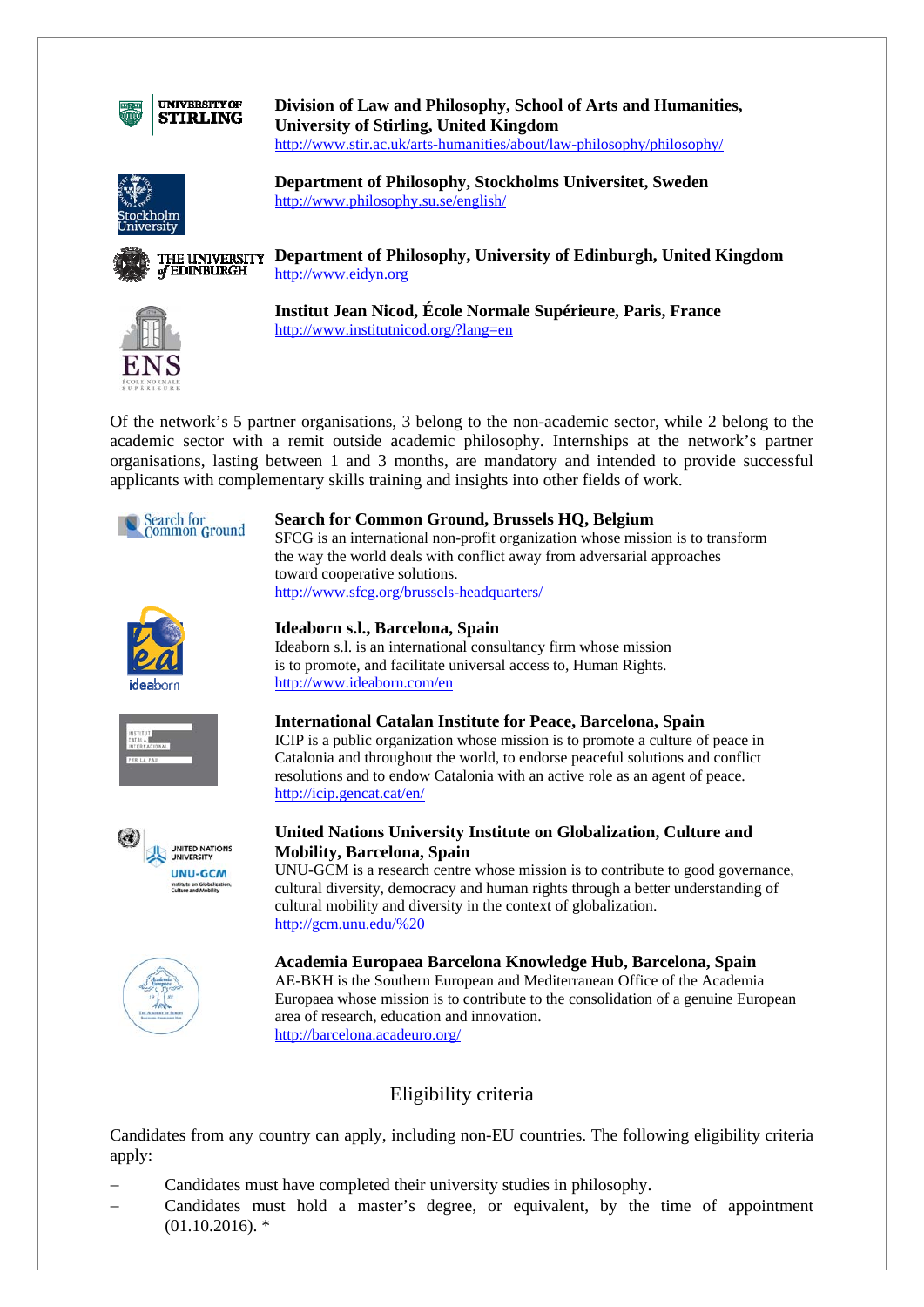**Division of Law and Philosophy, School of Arts and Humanities, University of Stirling, United Kingdom**
http://www.stir.ac.uk/arts-humanities/about/law-philosophy/philosophy/

**Department of Philosophy, Stockholms Universitet, Sweden**
http://www.philosophy.su.se/english/

**Department of Philosophy, University of Edinburgh, United Kingdom**
http://www.eidyn.org

**Institut Jean Nicod, École Normale Supérieure, Paris, France**
http://www.institutnicod.org/?lang=en

Of the network's 5 partner organisations, 3 belong to the non-academic sector, while 2 belong to the academic sector with a remit outside academic philosophy. Internships at the network's partner organisations, lasting between 1 and 3 months, are mandatory and intended to provide successful applicants with complementary skills training and insights into other fields of work.

**Search for Common Ground, Brussels HQ, Belgium**
SFCG is an international non-profit organization whose mission is to transform the way the world deals with conflict away from adversarial approaches toward cooperative solutions.
http://www.sfcg.org/brussels-headquarters/

**Ideaborn s.l., Barcelona, Spain**
Ideaborn s.l. is an international consultancy firm whose mission is to promote, and facilitate universal access to, Human Rights.
http://www.ideaborn.com/en

**International Catalan Institute for Peace, Barcelona, Spain**
ICIP is a public organization whose mission is to promote a culture of peace in Catalonia and throughout the world, to endorse peaceful solutions and conflict resolutions and to endow Catalonia with an active role as an agent of peace.
http://icip.gencat.cat/en/

**United Nations University Institute on Globalization, Culture and Mobility, Barcelona, Spain**
UNU-GCM is a research centre whose mission is to contribute to good governance, cultural diversity, democracy and human rights through a better understanding of cultural mobility and diversity in the context of globalization.
http://gcm.unu.edu/%20

**Academia Europaea Barcelona Knowledge Hub, Barcelona, Spain**
AE-BKH is the Southern European and Mediterranean Office of the Academia Europaea whose mission is to contribute to the consolidation of a genuine European area of research, education and innovation.
http://barcelona.acadeuro.org/

## Eligibility criteria

Candidates from any country can apply, including non-EU countries. The following eligibility criteria apply:

- Candidates must have completed their university studies in philosophy.
- Candidates must hold a master's degree, or equivalent, by the time of appointment (01.10.2016). *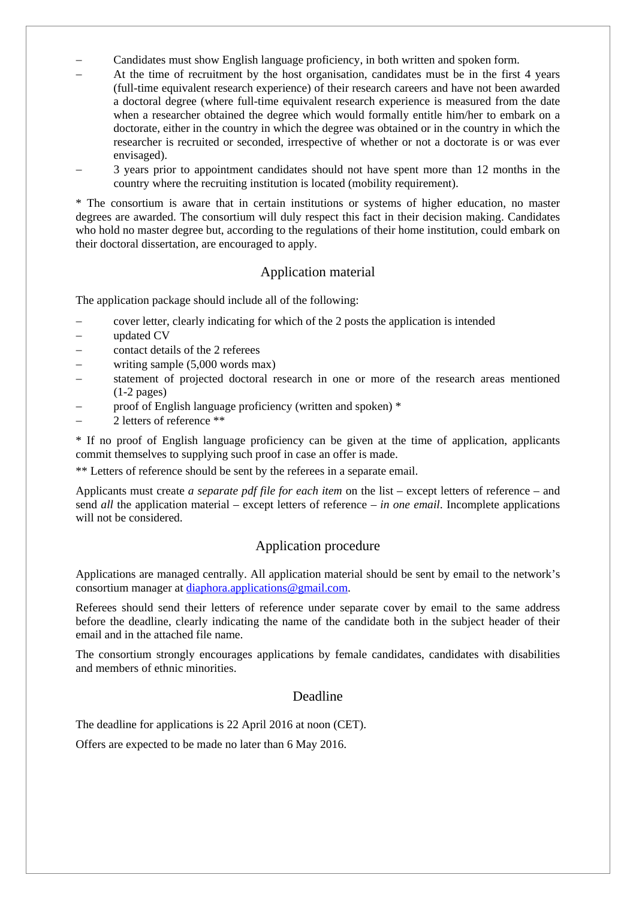- Candidates must show English language proficiency, in both written and spoken form.
- At the time of recruitment by the host organisation, candidates must be in the first 4 years (full-time equivalent research experience) of their research careers and have not been awarded a doctoral degree (where full-time equivalent research experience is measured from the date when a researcher obtained the degree which would formally entitle him/her to embark on a doctorate, either in the country in which the degree was obtained or in the country in which the researcher is recruited or seconded, irrespective of whether or not a doctorate is or was ever envisaged).
- 3 years prior to appointment candidates should not have spent more than 12 months in the country where the recruiting institution is located (mobility requirement).

* The consortium is aware that in certain institutions or systems of higher education, no master degrees are awarded. The consortium will duly respect this fact in their decision making. Candidates who hold no master degree but, according to the regulations of their home institution, could embark on their doctoral dissertation, are encouraged to apply.

## Application material

The application package should include all of the following:

- cover letter, clearly indicating for which of the 2 posts the application is intended
- updated CV
- contact details of the 2 referees
- writing sample (5,000 words max)
- statement of projected doctoral research in one or more of the research areas mentioned (1-2 pages)
- proof of English language proficiency (written and spoken) *
- 2 letters of reference **

* If no proof of English language proficiency can be given at the time of application, applicants commit themselves to supplying such proof in case an offer is made.

** Letters of reference should be sent by the referees in a separate email.

Applicants must create *a separate pdf file for each item* on the list – except letters of reference – and send *all* the application material – except letters of reference – *in one email*. Incomplete applications will not be considered.

## Application procedure

Applications are managed centrally. All application material should be sent by email to the network's consortium manager at diaphora.applications@gmail.com.

Referees should send their letters of reference under separate cover by email to the same address before the deadline, clearly indicating the name of the candidate both in the subject header of their email and in the attached file name.

The consortium strongly encourages applications by female candidates, candidates with disabilities and members of ethnic minorities.

## Deadline

The deadline for applications is 22 April 2016 at noon (CET).

Offers are expected to be made no later than 6 May 2016.